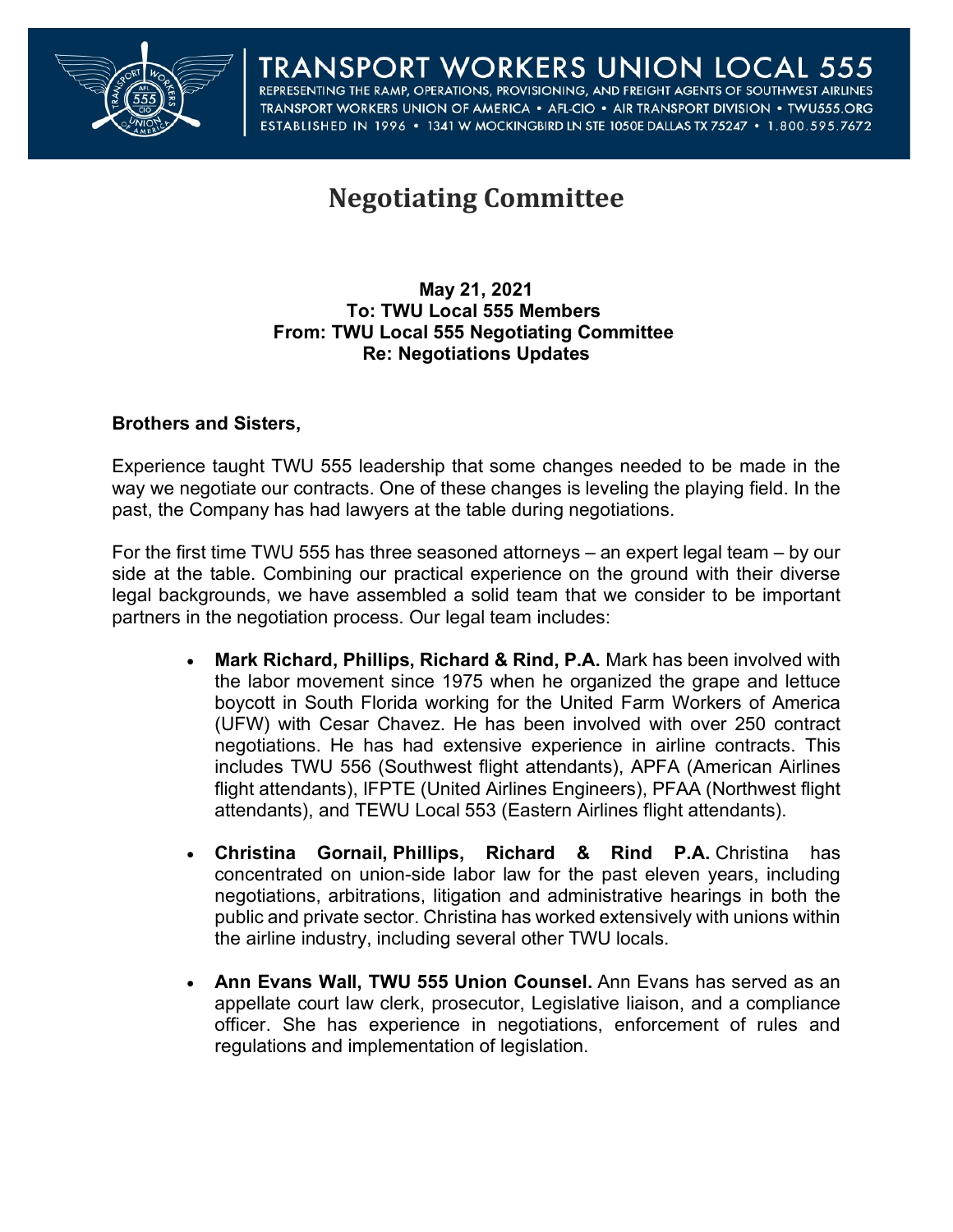# TRANSPORT WORKERS UNION LOCAL 555

REPRESENTING THE RAMP, OPERATIONS, PROVISIONING, AND FREIGHT AGENTS OF SOUTHWEST AIRLINES
TRANSPORT WORKERS UNION OF AMERICA • AFL-CIO • AIR TRANSPORT DIVISION • TWU555.ORG
ESTABLISHED IN 1996 • 1341 W MOCKINGBIRD LN STE 1050E DALLAS TX 75247 • 1.800.595.7672

## Negotiating Committee

**May 21, 2021**
**To: TWU Local 555 Members**
**From: TWU Local 555 Negotiating Committee**
**Re: Negotiations Updates**

**Brothers and Sisters,**

Experience taught TWU 555 leadership that some changes needed to be made in the way we negotiate our contracts. One of these changes is leveling the playing field. In the past, the Company has had lawyers at the table during negotiations.

For the first time TWU 555 has three seasoned attorneys – an expert legal team – by our side at the table. Combining our practical experience on the ground with their diverse legal backgrounds, we have assembled a solid team that we consider to be important partners in the negotiation process. Our legal team includes:

- **Mark Richard, Phillips, Richard & Rind, P.A.** Mark has been involved with the labor movement since 1975 when he organized the grape and lettuce boycott in South Florida working for the United Farm Workers of America (UFW) with Cesar Chavez. He has been involved with over 250 contract negotiations. He has had extensive experience in airline contracts. This includes TWU 556 (Southwest flight attendants), APFA (American Airlines flight attendants), IFPTE (United Airlines Engineers), PFAA (Northwest flight attendants), and TEWU Local 553 (Eastern Airlines flight attendants).

- **Christina Gornail, Phillips, Richard & Rind P.A.** Christina has concentrated on union-side labor law for the past eleven years, including negotiations, arbitrations, litigation and administrative hearings in both the public and private sector. Christina has worked extensively with unions within the airline industry, including several other TWU locals.

- **Ann Evans Wall, TWU 555 Union Counsel.** Ann Evans has served as an appellate court law clerk, prosecutor, Legislative liaison, and a compliance officer. She has experience in negotiations, enforcement of rules and regulations and implementation of legislation.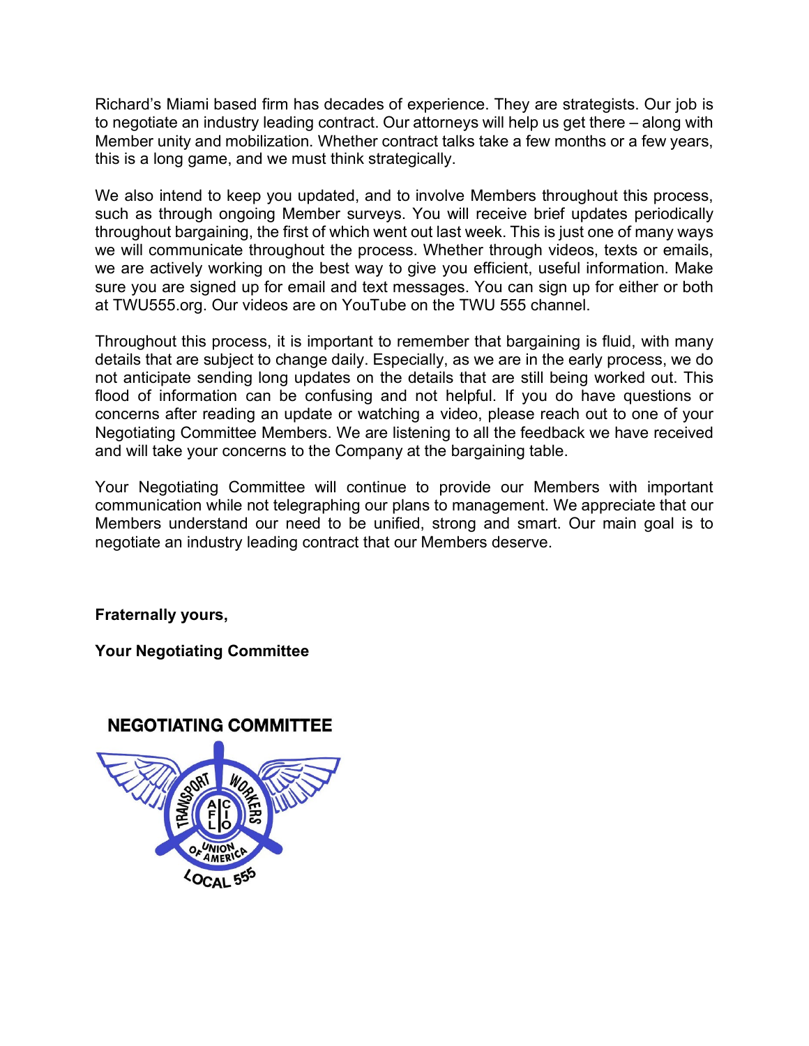Richard's Miami based firm has decades of experience. They are strategists. Our job is to negotiate an industry leading contract. Our attorneys will help us get there – along with Member unity and mobilization. Whether contract talks take a few months or a few years, this is a long game, and we must think strategically.

We also intend to keep you updated, and to involve Members throughout this process, such as through ongoing Member surveys. You will receive brief updates periodically throughout bargaining, the first of which went out last week. This is just one of many ways we will communicate throughout the process. Whether through videos, texts or emails, we are actively working on the best way to give you efficient, useful information. Make sure you are signed up for email and text messages. You can sign up for either or both at TWU555.org. Our videos are on YouTube on the TWU 555 channel.

Throughout this process, it is important to remember that bargaining is fluid, with many details that are subject to change daily. Especially, as we are in the early process, we do not anticipate sending long updates on the details that are still being worked out. This flood of information can be confusing and not helpful. If you do have questions or concerns after reading an update or watching a video, please reach out to one of your Negotiating Committee Members. We are listening to all the feedback we have received and will take your concerns to the Company at the bargaining table.

Your Negotiating Committee will continue to provide our Members with important communication while not telegraphing our plans to management. We appreciate that our Members understand our need to be unified, strong and smart. Our main goal is to negotiate an industry leading contract that our Members deserve.

**Fraternally yours,**

**Your Negotiating Committee**

**NEGOTIATING COMMITTEE**

TRANSPORT WORKERS UNION OF AMERICA AFL CIO LOCAL 555